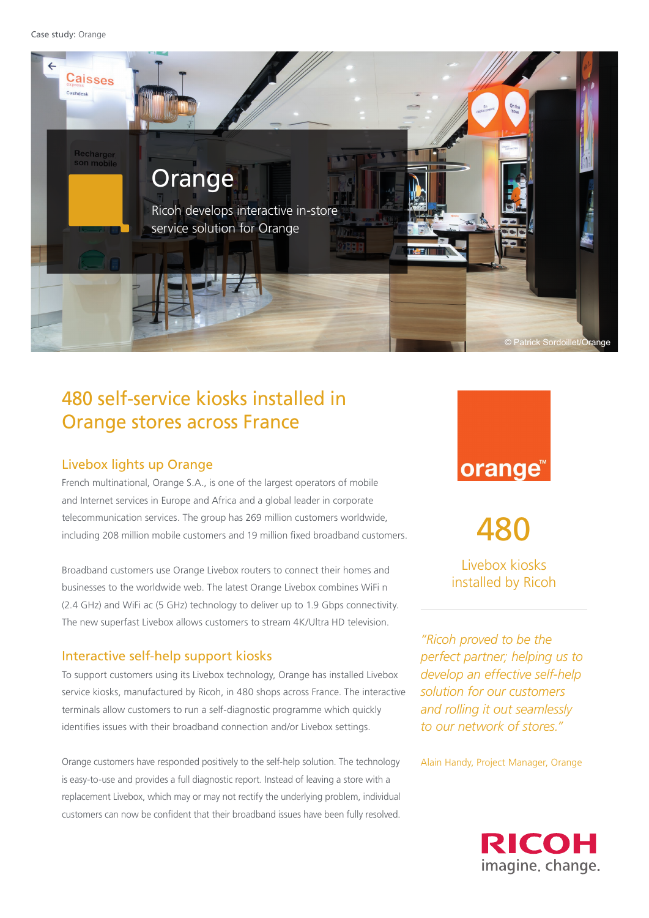Case study: Orange

# Orange

Ricoh develops interactive in-store service solution for Orange

© Patrick Sordoillet/Orange

## 480 self-service kiosks installed in Orange stores across France

### Livebox lights up Orange

French multinational, Orange S.A., is one of the largest operators of mobile and Internet services in Europe and Africa and a global leader in corporate telecommunication services. The group has 269 million customers worldwide, including 208 million mobile customers and 19 million fixed broadband customers.

Broadband customers use Orange Livebox routers to connect their homes and businesses to the worldwide web. The latest Orange Livebox combines WiFi n (2.4 GHz) and WiFi ac (5 GHz) technology to deliver up to 1.9 Gbps connectivity. The new superfast Livebox allows customers to stream 4K/Ultra HD television.

### Interactive self-help support kiosks

To support customers using its Livebox technology, Orange has installed Livebox service kiosks, manufactured by Ricoh, in 480 shops across France. The interactive terminals allow customers to run a self-diagnostic programme which quickly identifies issues with their broadband connection and/or Livebox settings.

Orange customers have responded positively to the self-help solution. The technology is easy-to-use and provides a full diagnostic report. Instead of leaving a store with a replacement Livebox, which may or may not rectify the underlying problem, individual customers can now be confident that their broadband issues have been fully resolved.

orange™

**480**

Livebox kiosks installed by Ricoh

*"Ricoh proved to be the perfect partner; helping us to develop an effective self-help solution for our customers and rolling it out seamlessly to our network of stores."*

Alain Handy, Project Manager, Orange

RICOH imagine. change.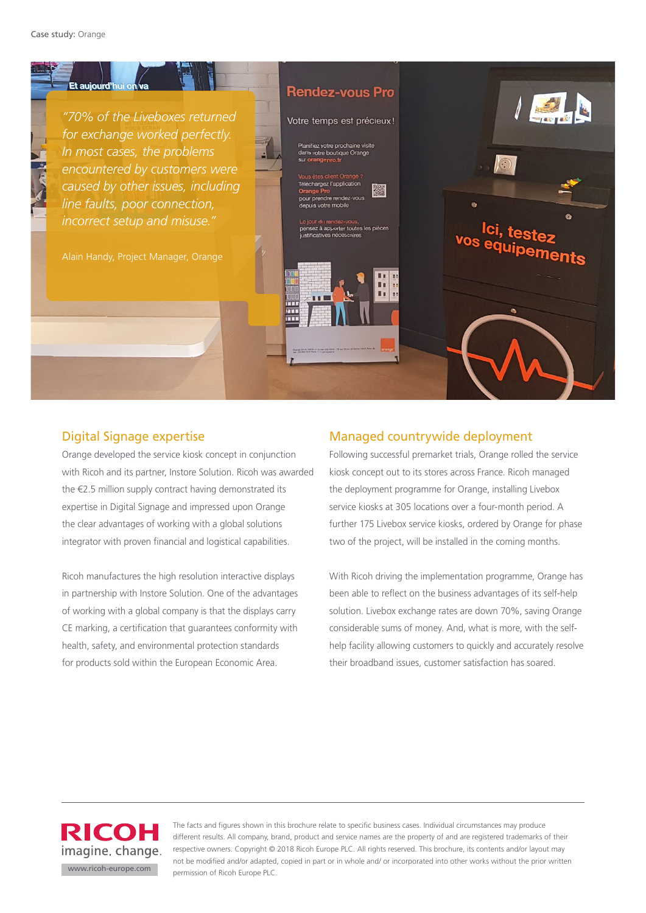> "70% of the Liveboxes returned for exchange worked perfectly. In most cases, the problems encountered by customers were caused by other issues, including line faults, poor connection, incorrect setup and misuse."
>
> Alain Handy, Project Manager, Orange

## Digital Signage expertise

Orange developed the service kiosk concept in conjunction with Ricoh and its partner, Instore Solution. Ricoh was awarded the €2.5 million supply contract having demonstrated its expertise in Digital Signage and impressed upon Orange the clear advantages of working with a global solutions integrator with proven financial and logistical capabilities.

Ricoh manufactures the high resolution interactive displays in partnership with Instore Solution. One of the advantages of working with a global company is that the displays carry CE marking, a certification that guarantees conformity with health, safety, and environmental protection standards for products sold within the European Economic Area.

## Managed countrywide deployment

Following successful premarket trials, Orange rolled the service kiosk concept out to its stores across France. Ricoh managed the deployment programme for Orange, installing Livebox service kiosks at 305 locations over a four-month period. A further 175 Livebox service kiosks, ordered by Orange for phase two of the project, will be installed in the coming months.

With Ricoh driving the implementation programme, Orange has been able to reflect on the business advantages of its self-help solution. Livebox exchange rates are down 70%, saving Orange considerable sums of money. And, what is more, with the self-help facility allowing customers to quickly and accurately resolve their broadband issues, customer satisfaction has soared.

---

RICOH
imagine. change.
www.ricoh-europe.com

The facts and figures shown in this brochure relate to specific business cases. Individual circumstances may produce different results. All company, brand, product and service names are the property of and are registered trademarks of their respective owners. Copyright © 2018 Ricoh Europe PLC. All rights reserved. This brochure, its contents and/or layout may not be modified and/or adapted, copied in part or in whole and/ or incorporated into other works without the prior written permission of Ricoh Europe PLC.